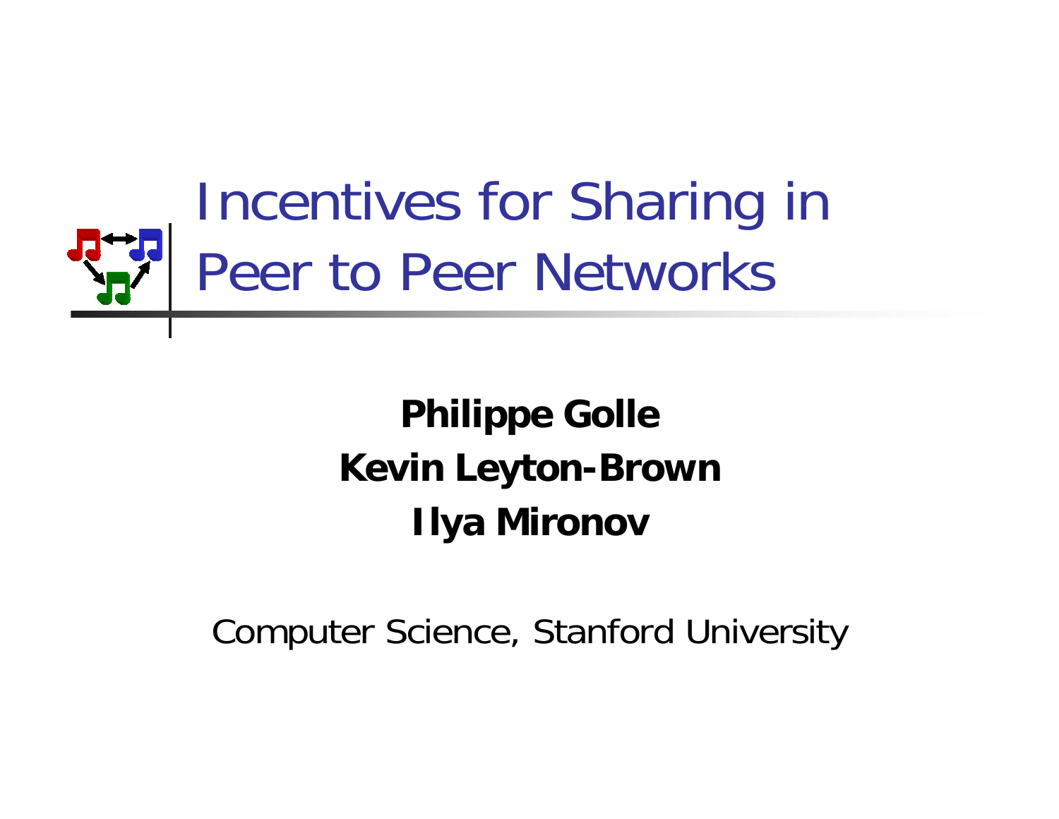# Incentives for Sharing in Peer to Peer Networks

**Philippe Golle**
**Kevin Leyton-Brown**
**Ilya Mironov**

Computer Science, Stanford University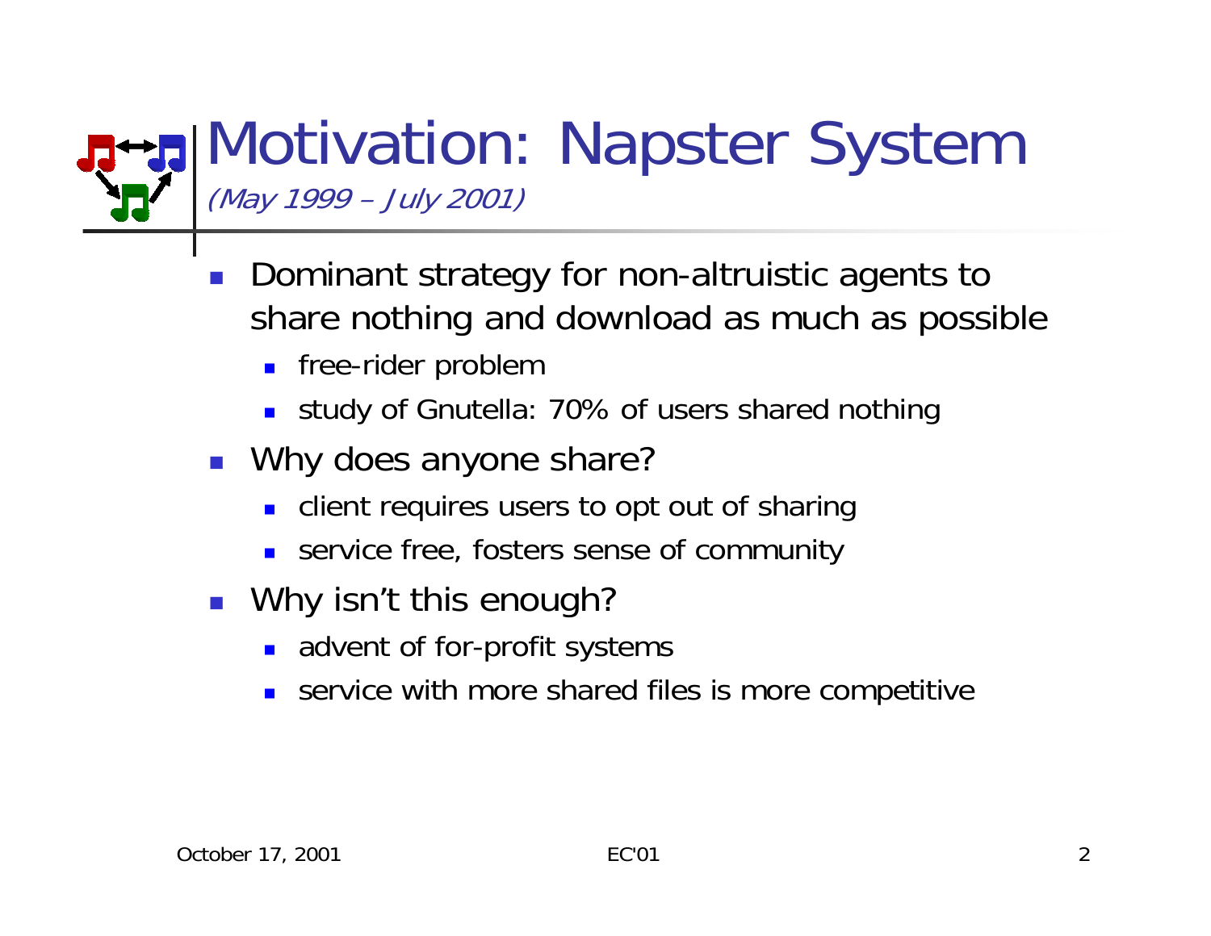# Motivation: Napster System

*(May 1999 – July 2001)*

- Dominant strategy for non-altruistic agents to share nothing and download as much as possible
  - free-rider problem
  - study of Gnutella: 70% of users shared nothing
- Why does anyone share?
  - client requires users to opt out of sharing
  - service free, fosters sense of community
- Why isn't this enough?
  - advent of for-profit systems
  - service with more shared files is more competitive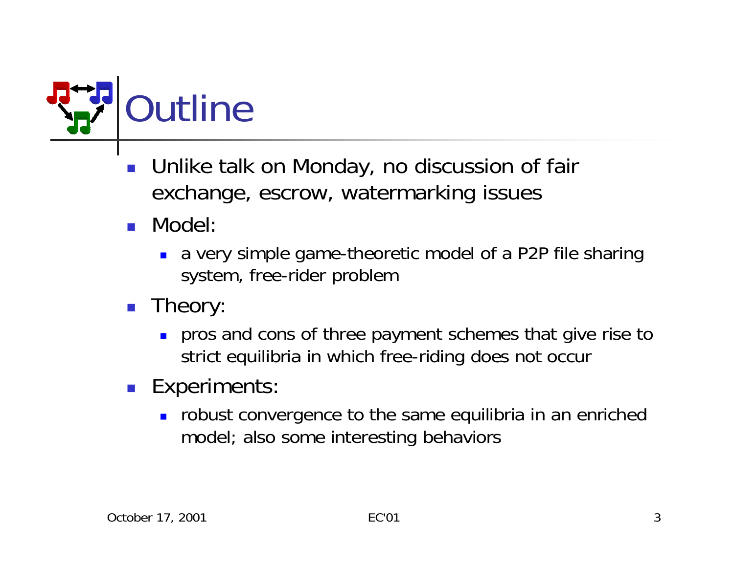# Outline

- Unlike talk on Monday, no discussion of fair exchange, escrow, watermarking issues
- Model:
  - a very simple game-theoretic model of a P2P file sharing system, free-rider problem
- Theory:
  - pros and cons of three payment schemes that give rise to strict equilibria in which free-riding does not occur
- Experiments:
  - robust convergence to the same equilibria in an enriched model; also some interesting behaviors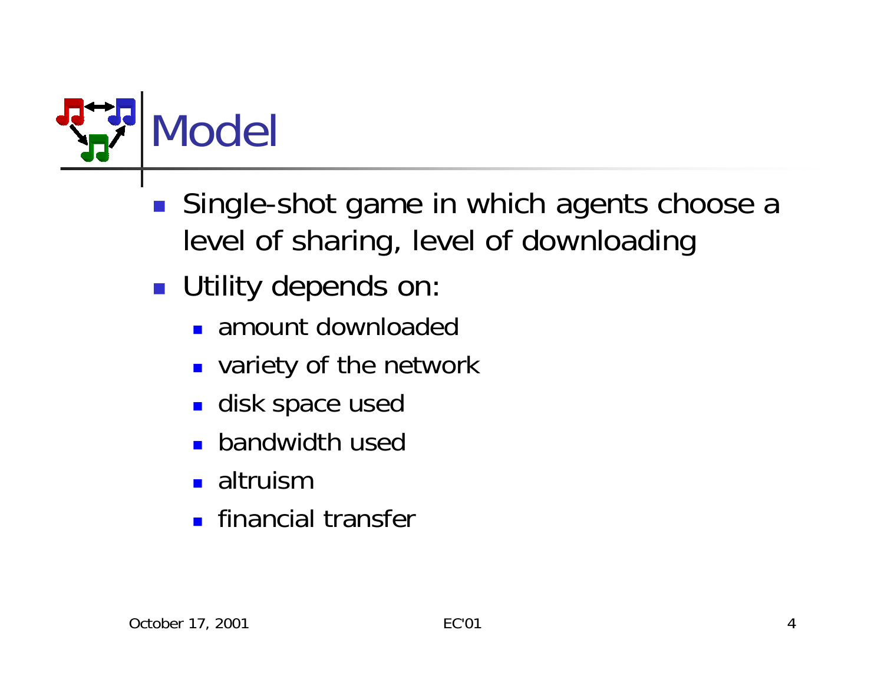# Model

- Single-shot game in which agents choose a level of sharing, level of downloading
- Utility depends on:
  - amount downloaded
  - variety of the network
  - disk space used
  - bandwidth used
  - altruism
  - financial transfer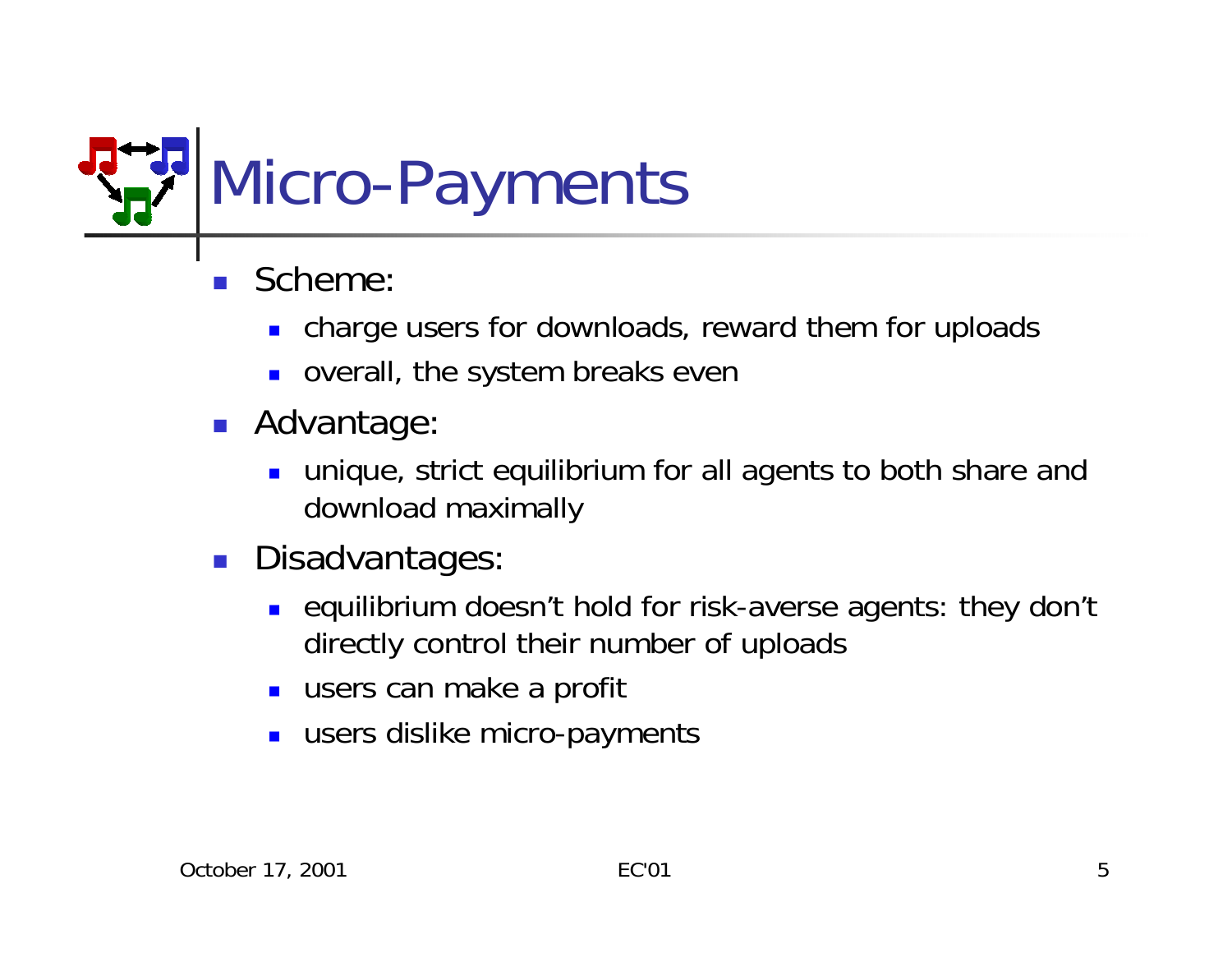# Micro-Payments

- Scheme:
  - charge users for downloads, reward them for uploads
  - overall, the system breaks even
- Advantage:
  - unique, strict equilibrium for all agents to both share and download maximally
- Disadvantages:
  - equilibrium doesn't hold for risk-averse agents: they don't directly control their number of uploads
  - users can make a profit
  - users dislike micro-payments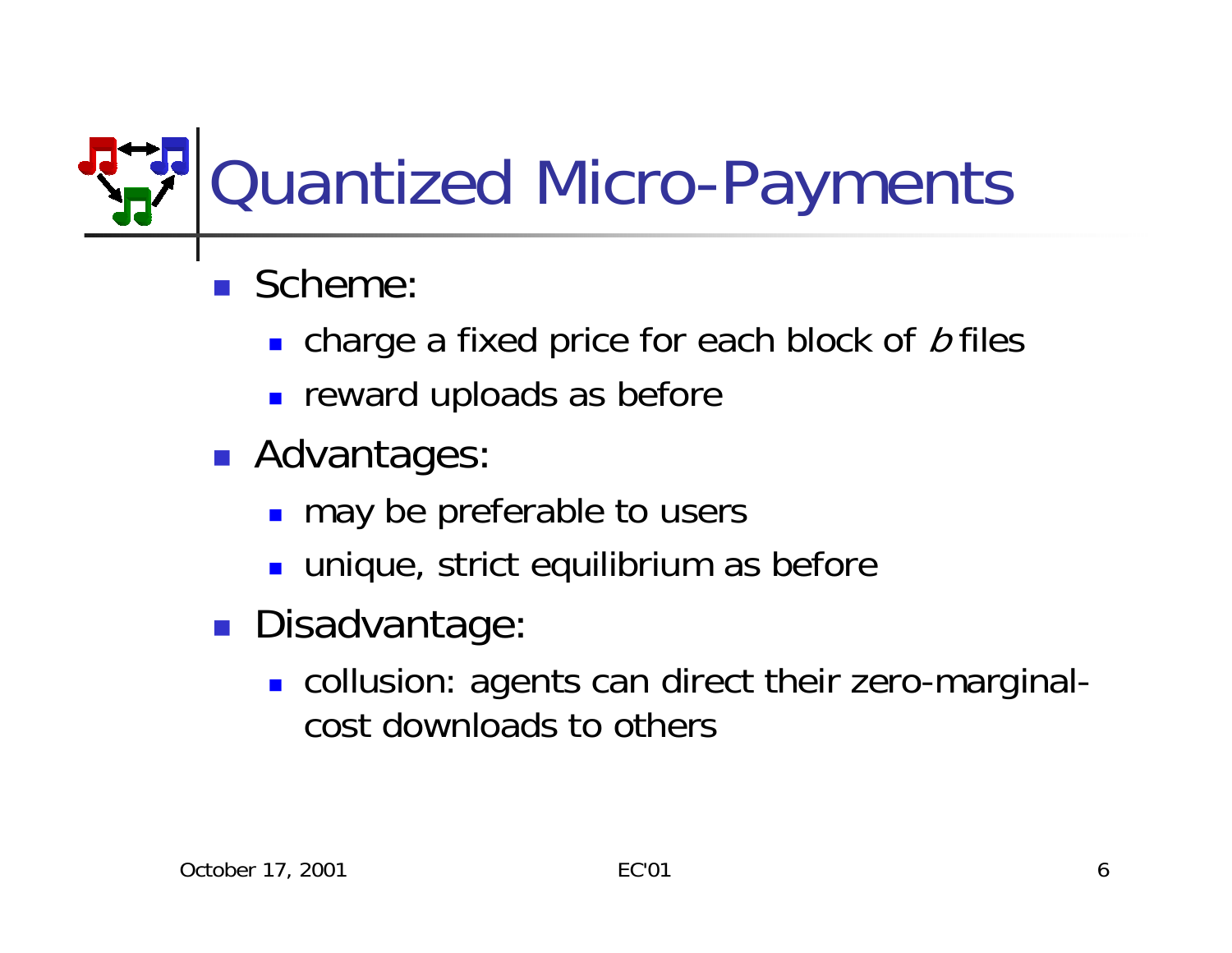# Quantized Micro-Payments

- Scheme:
  - charge a fixed price for each block of $b$ files
  - reward uploads as before
- Advantages:
  - may be preferable to users
  - unique, strict equilibrium as before
- Disadvantage:
  - collusion: agents can direct their zero-marginal-cost downloads to others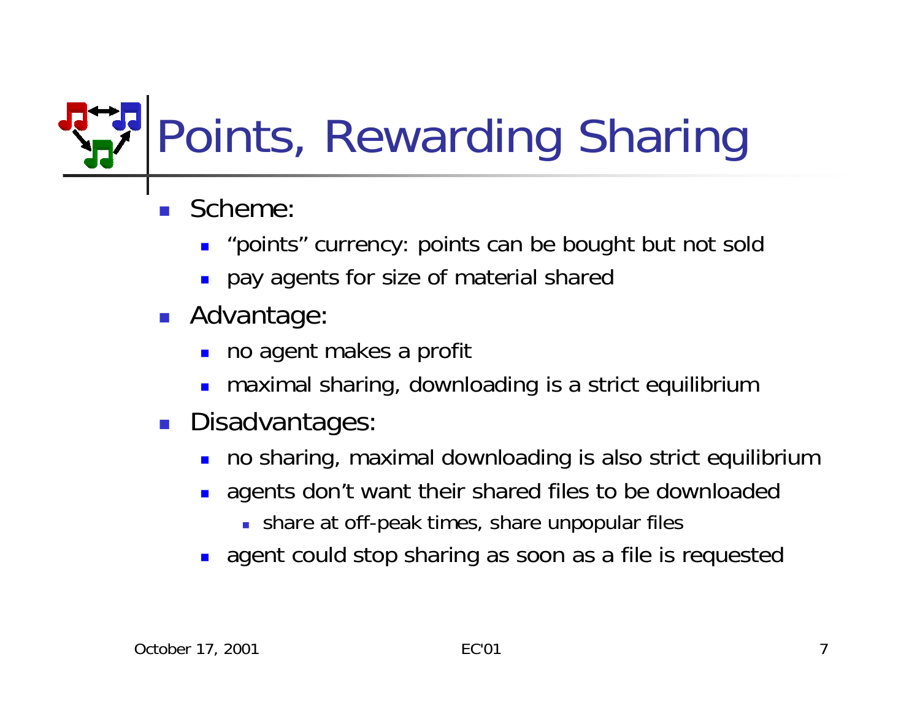# Points, Rewarding Sharing

- Scheme:
  - "points" currency: points can be bought but not sold
  - pay agents for size of material shared
- Advantage:
  - no agent makes a profit
  - maximal sharing, downloading is a strict equilibrium
- Disadvantages:
  - no sharing, maximal downloading is also strict equilibrium
  - agents don't want their shared files to be downloaded
    - share at off-peak times, share unpopular files
  - agent could stop sharing as soon as a file is requested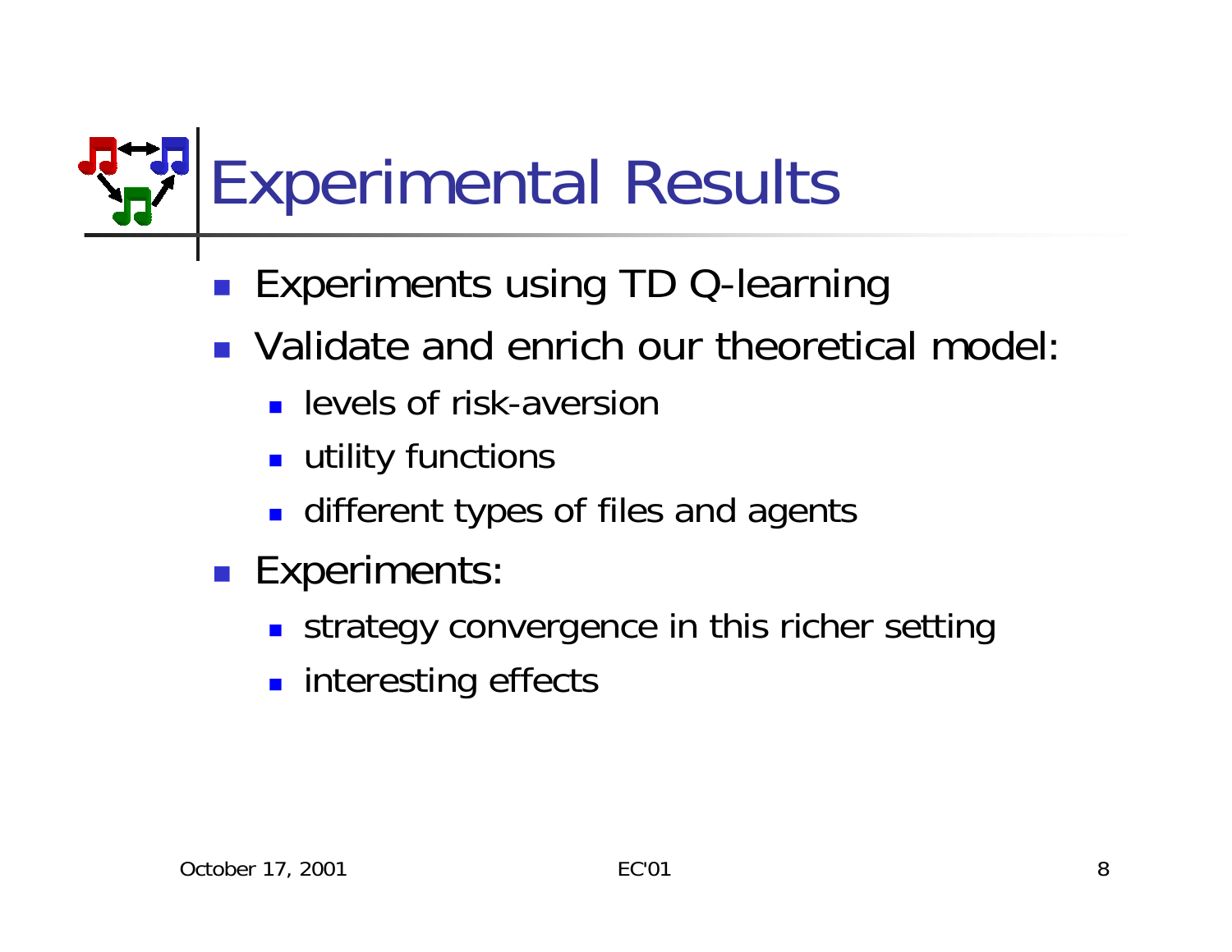# Experimental Results

- Experiments using TD Q-learning
- Validate and enrich our theoretical model:
  - levels of risk-aversion
  - utility functions
  - different types of files and agents
- Experiments:
  - strategy convergence in this richer setting
  - interesting effects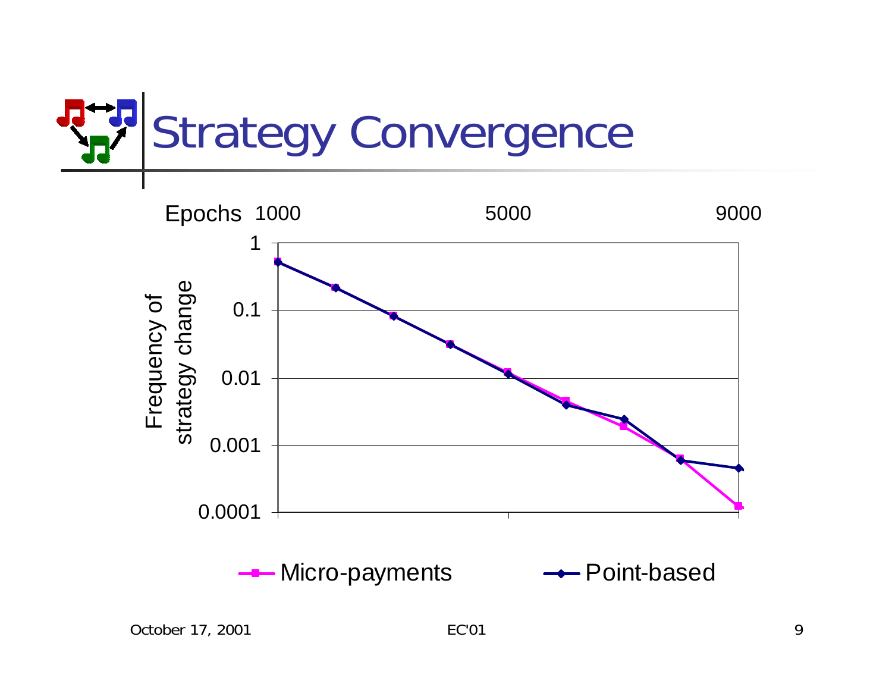# Strategy Convergence

Epochs 1000 5000 9000

Frequency of strategy change

1, 0.1, 0.01, 0.001, 0.0001

Micro-payments Point-based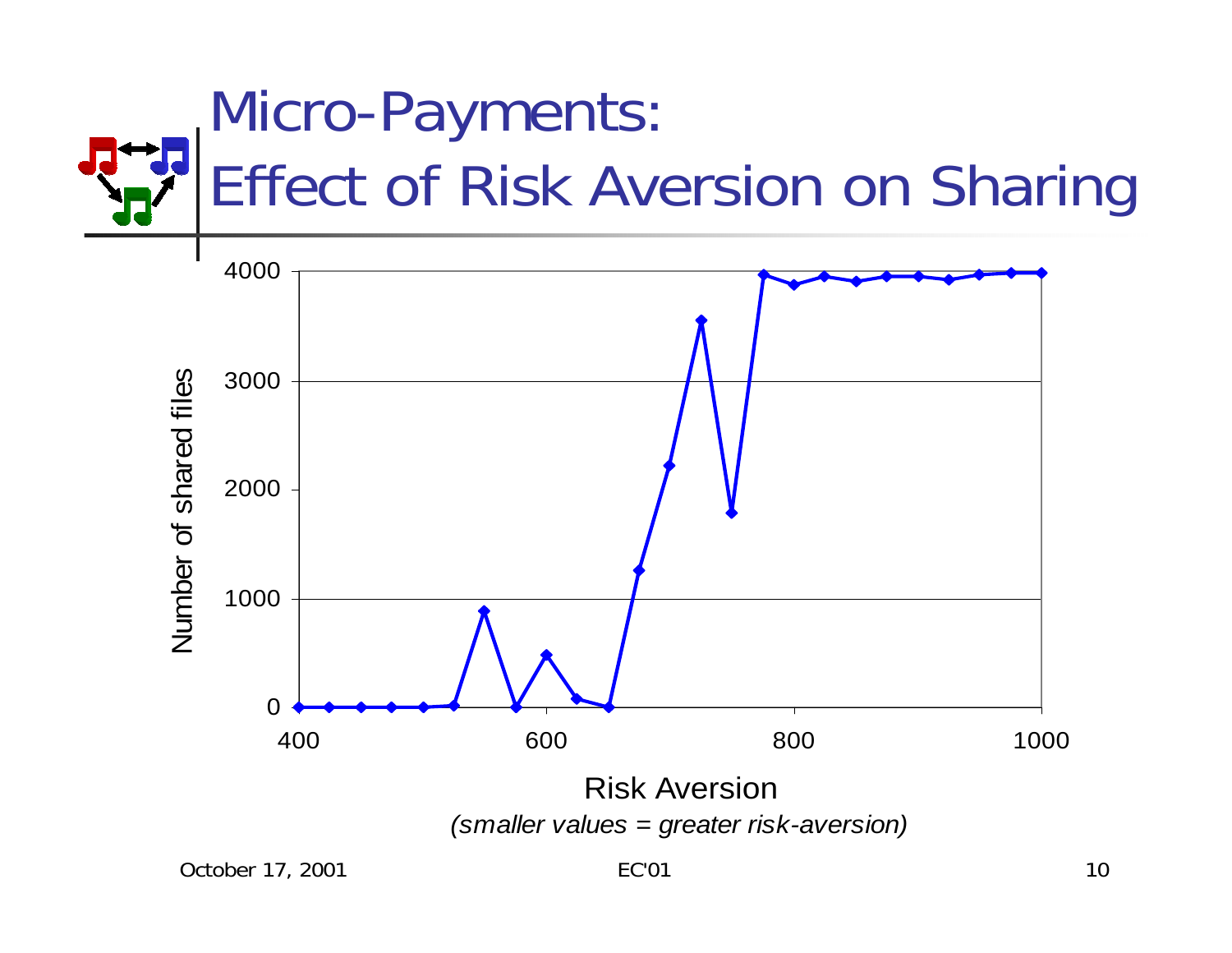# Micro-Payments: Effect of Risk Aversion on Sharing

Number of shared files

Risk Aversion

*(smaller values = greater risk-aversion)*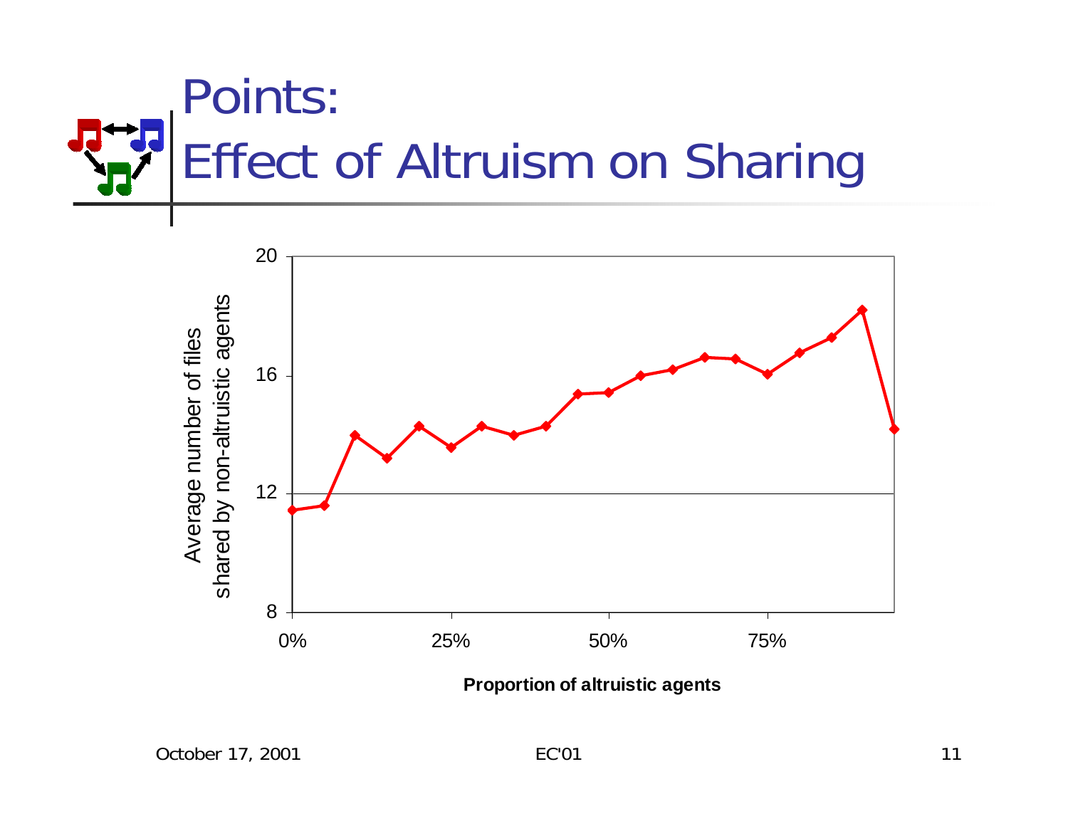# Points: Effect of Altruism on Sharing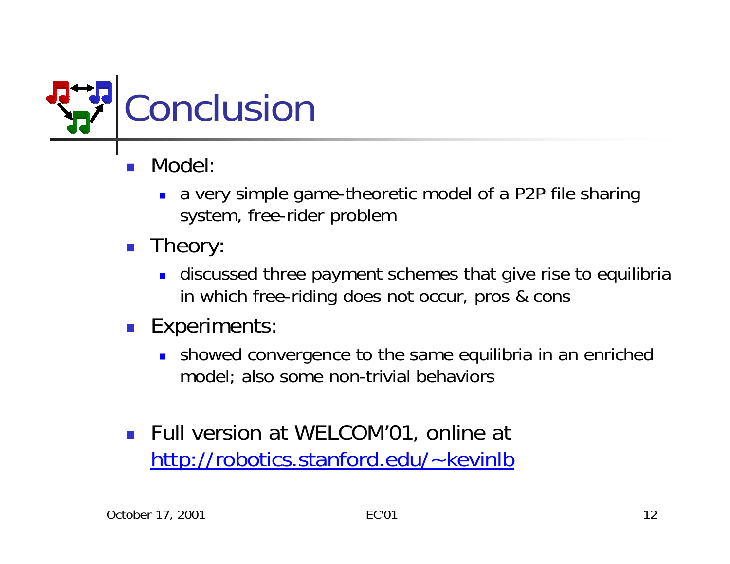# Conclusion

- Model:
  - a very simple game-theoretic model of a P2P file sharing system, free-rider problem
- Theory:
  - discussed three payment schemes that give rise to equilibria in which free-riding does not occur, pros & cons
- Experiments:
  - showed convergence to the same equilibria in an enriched model; also some non-trivial behaviors

- Full version at WELCOM'01, online at http://robotics.stanford.edu/~kevinlb